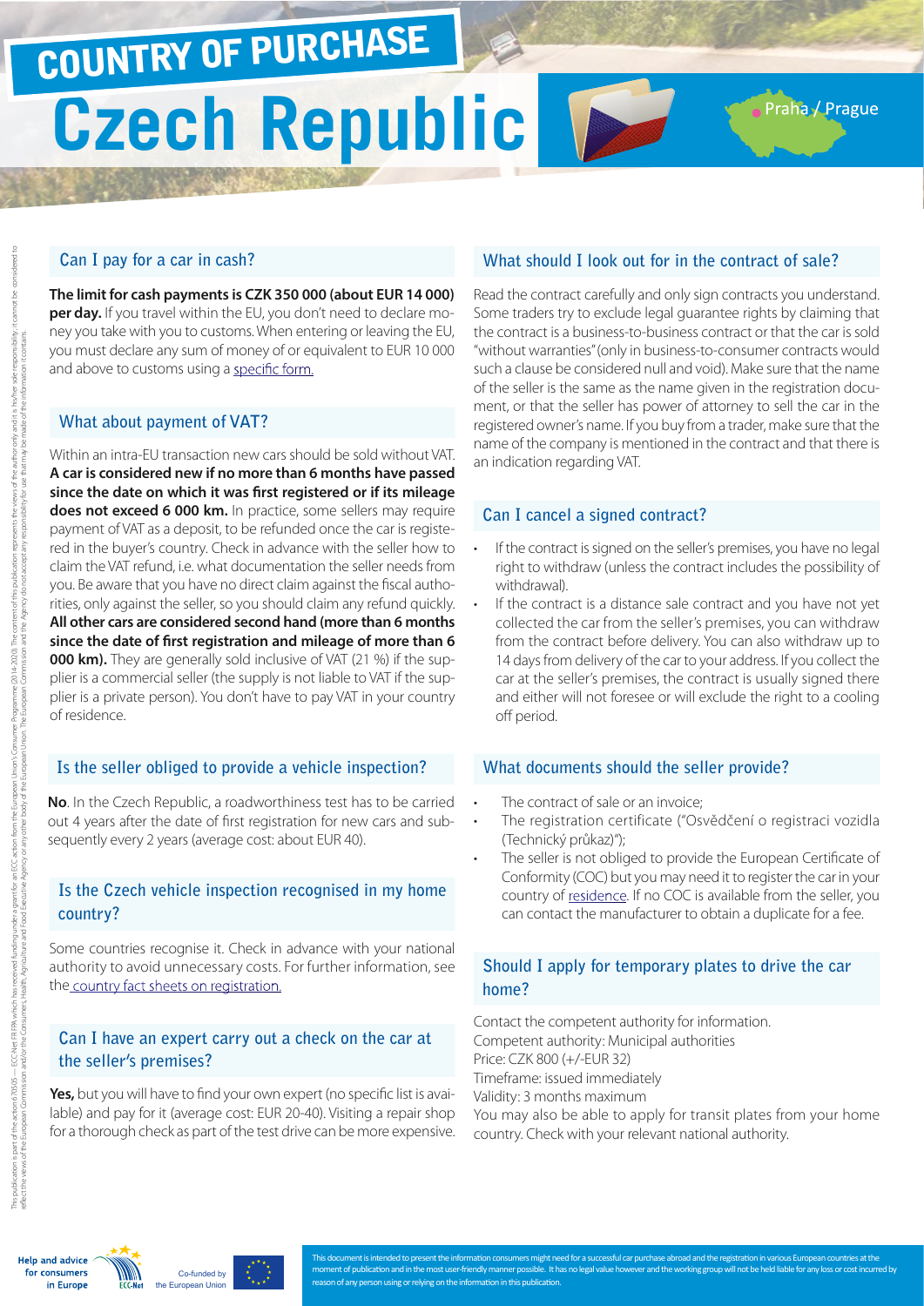# COUNTRY OF PURCHASE

# Czech Republic

Praha / Prague

## Can I pay for a car in cash?

**The limit for cash payments is CZK 350 000 (about EUR 14 000) per day.** If you travel within the EU, you don't need to declare money you take with you to customs. When entering or leaving the EU, you must declare any sum of money of or equivalent to EUR 10 000 and above to customs using a specific form.

## What about payment of VAT?

Within an intra-EU transaction new cars should be sold without VAT. **A car is considered new if no more than 6 months have passed since the date on which it was first registered or if its mileage does not exceed 6 000 km.** In practice, some sellers may require payment of VAT as a deposit, to be refunded once the car is registered in the buyer's country. Check in advance with the seller how to claim the VAT refund, i.e. what documentation the seller needs from you. Be aware that you have no direct claim against the fiscal authorities, only against the seller, so you should claim any refund quickly. **All other cars are considered second hand (more than 6 months since the date of first registration and mileage of more than 6 000 km).** They are generally sold inclusive of VAT (21 %) if the supplier is a commercial seller (the supply is not liable to VAT if the supplier is a private person). You don't have to pay VAT in your country of residence.

## Is the seller obliged to provide a vehicle inspection?

**No**. In the Czech Republic, a roadworthiness test has to be carried out 4 years after the date of first registration for new cars and subsequently every 2 years (average cost: about EUR 40).

## Is the Czech vehicle inspection recognised in my home country?

Some countries recognise it. Check in advance with your national authority to avoid unnecessary costs. For further information, see the country fact sheets on registration.

## Can I have an expert carry out a check on the car at the seller's premises?

**Yes,** but you will have to find your own expert (no specific list is available) and pay for it (average cost: EUR 20-40). Visiting a repair shop for a thorough check as part of the test drive can be more expensive.

## What should I look out for in the contract of sale?

Read the contract carefully and only sign contracts you understand. Some traders try to exclude legal guarantee rights by claiming that the contract is a business-to-business contract or that the car is sold "without warranties" (only in business-to-consumer contracts would such a clause be considered null and void). Make sure that the name of the seller is the same as the name given in the registration document, or that the seller has power of attorney to sell the car in the registered owner's name. If you buy from a trader, make sure that the name of the company is mentioned in the contract and that there is an indication regarding VAT.

## Can I cancel a signed contract?

- If the contract is signed on the seller's premises, you have no legal right to withdraw (unless the contract includes the possibility of withdrawal).
- If the contract is a distance sale contract and you have not yet collected the car from the seller's premises, you can withdraw from the contract before delivery. You can also withdraw up to 14 days from delivery of the car to your address. If you collect the car at the seller's premises, the contract is usually signed there and either will not foresee or will exclude the right to a cooling off period.

## What documents should the seller provide?

- The contract of sale or an invoice;
- The registration certificate ("Osvědčení o registraci vozidla (Technický průkaz)");
- The seller is not obliged to provide the European Certificate of Conformity (COC) but you may need it to register the car in your country of residence. If no COC is available from the seller, you can contact the manufacturer to obtain a duplicate for a fee.

## Should I apply for temporary plates to drive the car home?

Contact the competent authority for information.
Competent authority: Municipal authorities
Price: CZK 800 (+/-EUR 32)
Timeframe: issued immediately
Validity: 3 months maximum
You may also be able to apply for transit plates from your home country. Check with your relevant national authority.

This document is intended to present the information consumers might need for a successful car purchase abroad and the registration in various European countries at the moment of publication and in the most user-friendly manner possible. It has no legal value however and the working group will not be held liable for any loss or cost incurred by reason of any person using or relying on the information in this publication.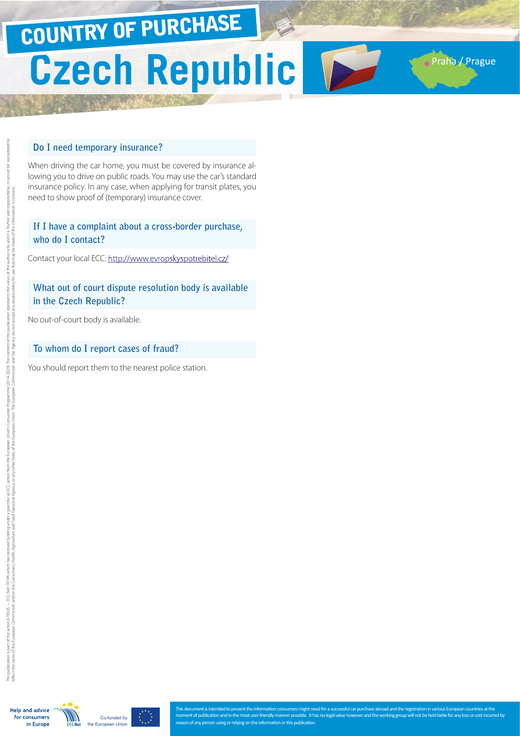# COUNTRY OF PURCHASE

# Czech Republic

Praha / Prague

### Do I need temporary insurance?

When driving the car home, you must be covered by insurance allowing you to drive on public roads. You may use the car's standard insurance policy. In any case, when applying for transit plates, you need to show proof of (temporary) insurance cover.

### If I have a complaint about a cross-border purchase, who do I contact?

Contact your local ECC: http://www.evropskyspotrebitel.cz/

### What out of court dispute resolution body is available in the Czech Republic?

No out-of-court body is available.

### To whom do I report cases of fraud?

You should report them to the nearest police station.

This publication is part of the action 670505 — ECC-Net FR FPA which has received funding under a grant for an ECC action from the European Union's Consumer Programme (2014-2020). The content of this publication represents the views of the author only and it is his/her sole responsibility; it cannot be considered to reflect the views of the European Commission and/or the Consumers, Health, Agriculture and Food Executive Agency or any other body of the European Union. The European Commission and the Agency do not accept any responsibility for use that may be made of the information it contains.

Help and advice for consumers in Europe

ECC-Net

Co-funded by the European Union

This document is intended to present the information consumers might need for a successful car purchase abroad and the registration in various European countries at the moment of publication and in the most user-friendly manner possible. It has no legal value however and the working group will not be held liable for any loss or cost incurred by reason of any person using or relying on the information in this publication.